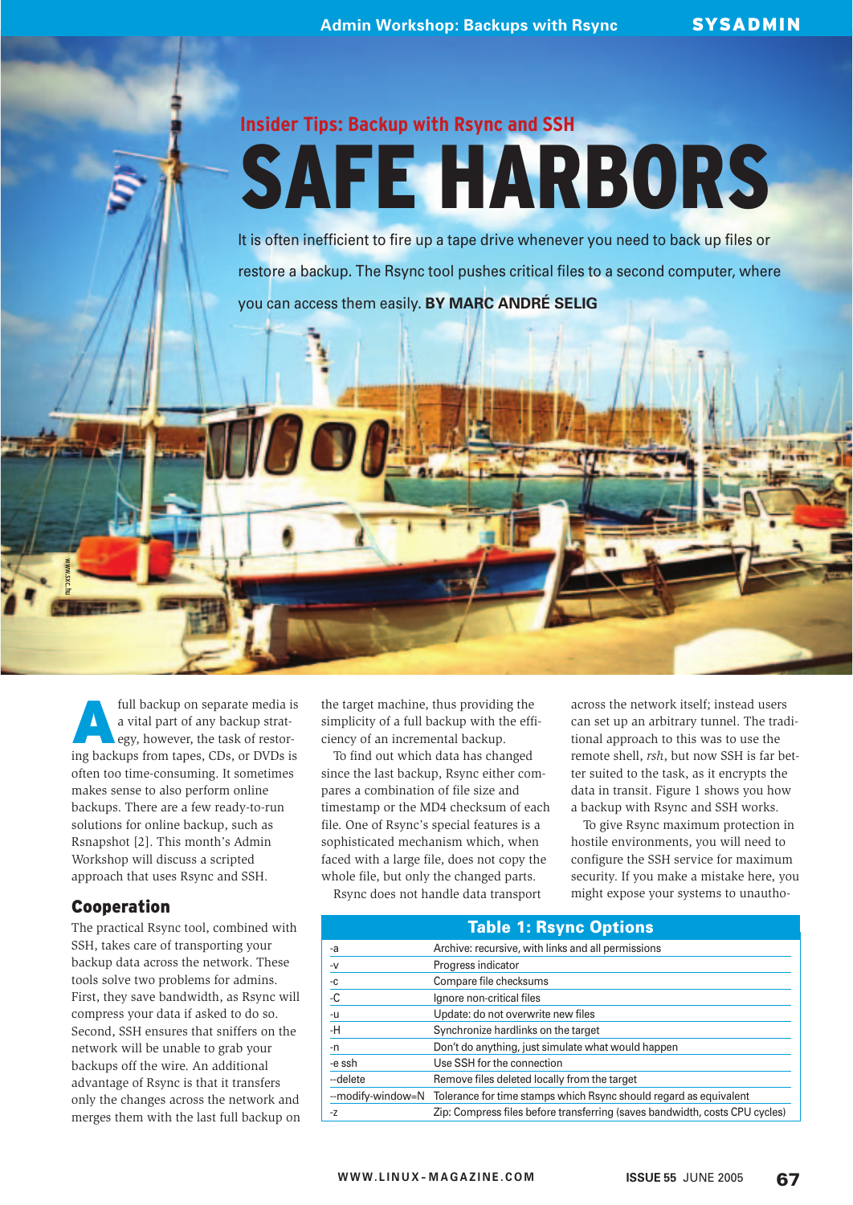## Insider Tips: Backup with Rsync and SSH

# SAFE HARBORS

It is often inefficient to fire up a tape drive whenever you need to back up files or restore a backup. The Rsync tool pushes critical files to a second computer, where you can access them easily. **BY MARC ANDRÉ SELIG**

A full backup on separate media is a vital part of any backup strategy, however, the task of restoring backups from tapes, CDs, or DVDs is often too time-consuming. It sometimes makes sense to also perform online backups. There are a few ready-to-run solutions for online backup, such as Rsnapshot [2]. This month's Admin Workshop will discuss a scripted approach that uses Rsync and SSH.

## Cooperation

The practical Rsync tool, combined with SSH, takes care of transporting your backup data across the network. These tools solve two problems for admins. First, they save bandwidth, as Rsync will compress your data if asked to do so. Second, SSH ensures that sniffers on the network will be unable to grab your backups off the wire. An additional advantage of Rsync is that it transfers only the changes across the network and merges them with the last full backup on the target machine, thus providing the simplicity of a full backup with the efficiency of an incremental backup.

To find out which data has changed since the last backup, Rsync either compares a combination of file size and timestamp or the MD4 checksum of each file. One of Rsync's special features is a sophisticated mechanism which, when faced with a large file, does not copy the whole file, but only the changed parts.

Rsync does not handle data transport across the network itself; instead users can set up an arbitrary tunnel. The traditional approach to this was to use the remote shell, *rsh*, but now SSH is far better suited to the task, as it encrypts the data in transit. Figure 1 shows you how a backup with Rsync and SSH works.

To give Rsync maximum protection in hostile environments, you will need to configure the SSH service for maximum security. If you make a mistake here, you might expose your systems to unautho-

**Table 1: Rsync Options**

| Option | Description |
|---|---|
| -a | Archive: recursive, with links and all permissions |
| -v | Progress indicator |
| -c | Compare file checksums |
| -C | Ignore non-critical files |
| -u | Update: do not overwrite new files |
| -H | Synchronize hardlinks on the target |
| -n | Don't do anything, just simulate what would happen |
| -e ssh | Use SSH for the connection |
| --delete | Remove files deleted locally from the target |
| --modify-window=N | Tolerance for time stamps which Rsync should regard as equivalent |
| -z | Zip: Compress files before transferring (saves bandwidth, costs CPU cycles) |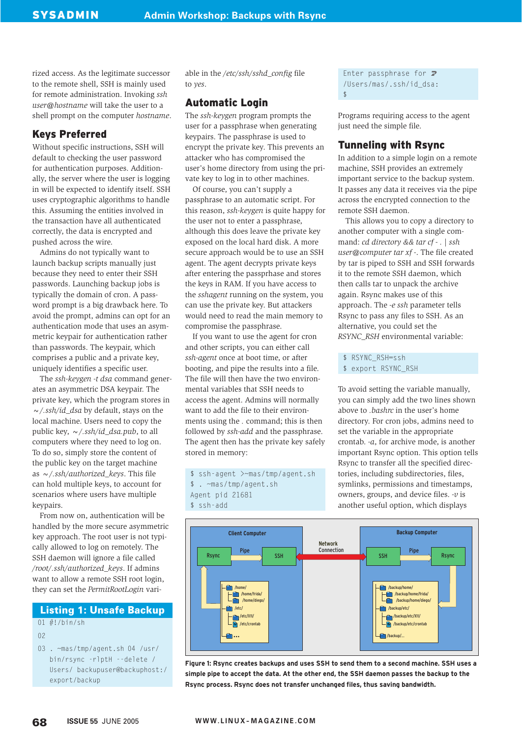rized access. As the legitimate successor to the remote shell, SSH is mainly used for remote administration. Invoking *ssh user@hostname* will take the user to a shell prompt on the computer *hostname*.

## Keys Preferred

Without specific instructions, SSH will default to checking the user password for authentication purposes. Additionally, the server where the user is logging in will be expected to identify itself. SSH uses cryptographic algorithms to handle this. Assuming the entities involved in the transaction have all authenticated correctly, the data is encrypted and pushed across the wire.

Admins do not typically want to launch backup scripts manually just because they need to enter their SSH passwords. Launching backup jobs is typically the domain of cron. A password prompt is a big drawback here. To avoid the prompt, admins can opt for an authentication mode that uses an asymmetric keypair for authentication rather than passwords. The keypair, which comprises a public and a private key, uniquely identifies a specific user.

The *ssh-keygen -t dsa* command generates an asymmetric DSA keypair. The private key, which the program stores in *~/.ssh/id_dsa* by default, stays on the local machine. Users need to copy the public key, *~/.ssh/id_dsa.pub*, to all computers where they need to log on. To do so, simply store the content of the public key on the target machine as *~/.ssh/authorized_keys*. This file can hold multiple keys, to account for scenarios where users have multiple keypairs.

From now on, authentication will be handled by the more secure asymmetric key approach. The root user is not typically allowed to log on remotely. The SSH daemon will ignore a file called */root/.ssh/authorized_keys*. If admins want to allow a remote SSH root login, they can set the *PermitRootLogin* variable in the */etc/ssh/sshd_config* file to *yes*.

### Listing 1: Unsafe Backup

```
01 #!/bin/sh
02
03 . ~mas/tmp/agent.sh 04 /usr/
   bin/rsync -rlptH --delete /
   Users/ backupuser@backuphost:/
   export/backup
```

## Automatic Login

The *ssh-keygen* program prompts the user for a passphrase when generating keypairs. The passphrase is used to encrypt the private key. This prevents an attacker who has compromised the user's home directory from using the private key to log in to other machines.

Of course, you can't supply a passphrase to an automatic script. For this reason, *ssh-keygen* is quite happy for the user not to enter a passphrase, although this does leave the private key exposed on the local hard disk. A more secure approach would be to use an SSH agent. The agent decrypts private keys after entering the passprhase and stores the keys in RAM. If you have access to the *sshagent* running on the system, you can use the private key. But attackers would need to read the main memory to compromise the passphrase.

If you want to use the agent for cron and other scripts, you can either call *ssh-agent* once at boot time, or after booting, and pipe the results into a file. The file will then have the two environmental variables that SSH needs to access the agent. Admins will normally want to add the file to their environments using the . command; this is then followed by *ssh-add* and the passphrase. The agent then has the private key safely stored in memory:

```
$ ssh-agent >~mas/tmp/agent.sh
$ . ~mas/tmp/agent.sh
Agent pid 21681
$ ssh-add
Enter passphrase for ⮐
/Users/mas/.ssh/id_dsa:
$
```

Programs requiring access to the agent just need the simple file.

## Tunneling with Rsync

In addition to a simple login on a remote machine, SSH provides an extremely important service to the backup system. It passes any data it receives via the pipe across the encrypted connection to the remote SSH daemon.

This allows you to copy a directory to another computer with a single command: *cd directory && tar cf - . | ssh user@computer tar xf -*. The file created by tar is piped to SSH and SSH forwards it to the remote SSH daemon, which then calls tar to unpack the archive again. Rsync makes use of this approach. The *-e ssh* parameter tells Rsync to pass any files to SSH. As an alternative, you could set the *RSYNC_RSH* environmental variable:

```
$ RSYNC_RSH=ssh
$ export RSYNC_RSH
```

To avoid setting the variable manually, you can simply add the two lines shown above to *.bashrc* in the user's home directory. For cron jobs, admins need to set the variable in the appropriate crontab. *-a*, for archive mode, is another important Rsync option. This option tells Rsync to transfer all the specified directories, including subdirectories, files, symlinks, permissions and timestamps, owners, groups, and device files. *-v* is another useful option, which displays

**Figure 1: Rsync creates backups and uses SSH to send them to a second machine. SSH uses a simple pipe to accept the data. At the other end, the SSH daemon passes the backup to the Rsync process. Rsync does not transfer unchanged files, thus saving bandwidth.**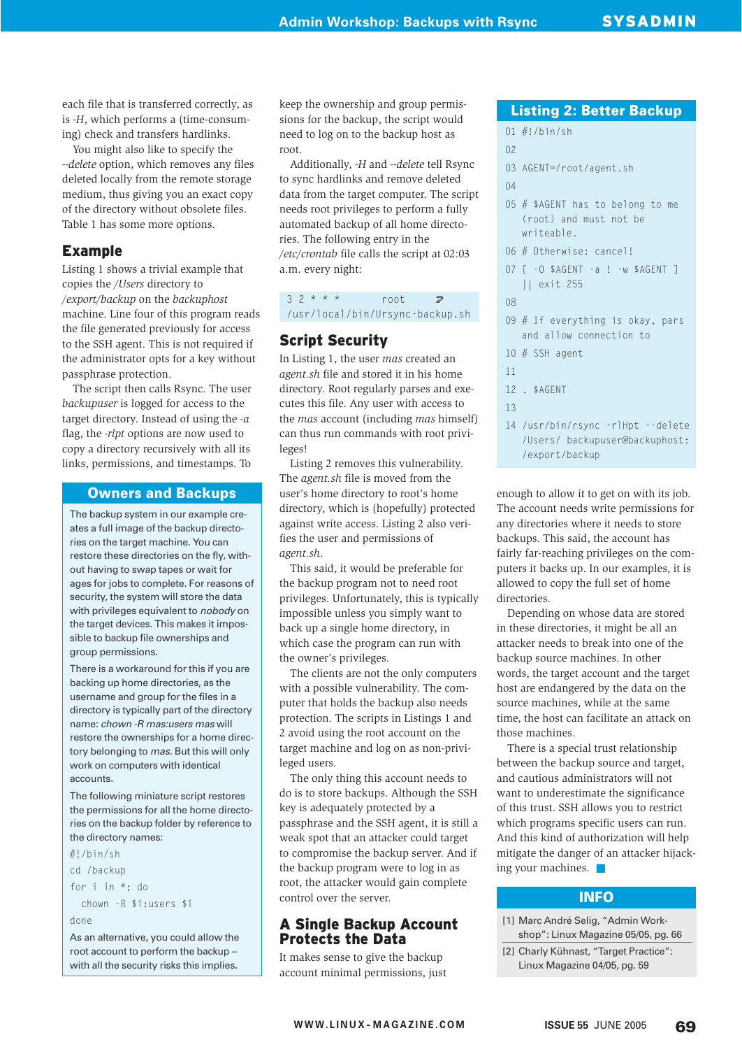each file that is transferred correctly, as is *-H*, which performs a (time-consuming) check and transfers hardlinks.

You might also like to specify the *--delete* option, which removes any files deleted locally from the remote storage medium, thus giving you an exact copy of the directory without obsolete files. Table 1 has some more options.

## Example

Listing 1 shows a trivial example that copies the */Users* directory to */export/backup* on the *backuphost* machine. Line four of this program reads the file generated previously for access to the SSH agent. This is not required if the administrator opts for a key without passphrase protection.

The script then calls Rsync. The user *backupuser* is logged for access to the target directory. Instead of using the *-a* flag, the *-rlpt* options are now used to copy a directory recursively with all its links, permissions, and timestamps. To keep the ownership and group permissions for the backup, the script would need to log on to the backup host as root.

Additionally, *-H* and *--delete* tell Rsync to sync hardlinks and remove deleted data from the target computer. The script needs root privileges to perform a fully automated backup of all home directories. The following entry in the */etc/crontab* file calls the script at 02:03 a.m. every night:

```
3 2 * * *       root      ➘
/usr/local/bin/Ursync-backup.sh
```

## Script Security

In Listing 1, the user *mas* created an *agent.sh* file and stored it in his home directory. Root regularly parses and executes this file. Any user with access to the *mas* account (including *mas* himself) can thus run commands with root privileges!

Listing 2 removes this vulnerability. The *agent.sh* file is moved from the user's home directory to root's home directory, which is (hopefully) protected against write access. Listing 2 also verifies the user and permissions of *agent.sh*.

This said, it would be preferable for the backup program not to need root privileges. Unfortunately, this is typically impossible unless you simply want to back up a single home directory, in which case the program can run with the owner's privileges.

The clients are not the only computers with a possible vulnerability. The computer that holds the backup also needs protection. The scripts in Listings 1 and 2 avoid using the root account on the target machine and log on as non-privileged users.

The only thing this account needs to do is to store backups. Although the SSH key is adequately protected by a passphrase and the SSH agent, it is still a weak spot that an attacker could target to compromise the backup server. And if the backup program were to log in as root, the attacker would gain complete control over the server.

## A Single Backup Account Protects the Data

It makes sense to give the backup account minimal permissions, just enough to allow it to get on with its job. The account needs write permissions for any directories where it needs to store backups. This said, the account has fairly far-reaching privileges on the computers it backs up. In our examples, it is allowed to copy the full set of home directories.

Depending on whose data are stored in these directories, it might be all an attacker needs to break into one of the backup source machines. In other words, the target account and the target host are endangered by the data on the source machines, while at the same time, the host can facilitate an attack on those machines.

There is a special trust relationship between the backup source and target, and cautious administrators will not want to underestimate the significance of this trust. SSH allows you to restrict which programs specific users can run. And this kind of authorization will help mitigate the danger of an attacker hijacking your machines. ■

### Owners and Backups

The backup system in our example creates a full image of the backup directories on the target machine. You can restore these directories on the fly, without having to swap tapes or wait for ages for jobs to complete. For reasons of security, the system will store the data with privileges equivalent to *nobody* on the target devices. This makes it impossible to backup file ownerships and group permissions.

There is a workaround for this if you are backing up home directories, as the username and group for the files in a directory is typically part of the directory name: *chown -R mas:users mas* will restore the ownerships for a home directory belonging to *mas*. But this will only work on computers with identical accounts.

The following miniature script restores the permissions for all the home directories on the backup folder by reference to the directory names:

```
#!/bin/sh
cd /backup
for i in *; do
  chown -R $i:users $i
done
```

As an alternative, you could allow the root account to perform the backup – with all the security risks this implies.

### Listing 2: Better Backup

```
01 #!/bin/sh
02
03 AGENT=/root/agent.sh
04
05 # $AGENT has to belong to me
   (root) and must not be
   writeable.
06 # Otherwise: cancel!
07 [ -O $AGENT -a ! -w $AGENT ]
   || exit 255
08
09 # If everything is okay, pars
   and allow connection to
10 # SSH agent
11
12 . $AGENT
13
14 /usr/bin/rsync -rlHpt --delete
   /Users/ backupuser@backuphost:
   /export/backup
```

### INFO

[1] Marc André Selig, "Admin Workshop": Linux Magazine 05/05, pg. 66

[2] Charly Kühnast, "Target Practice": Linux Magazine 04/05, pg. 59